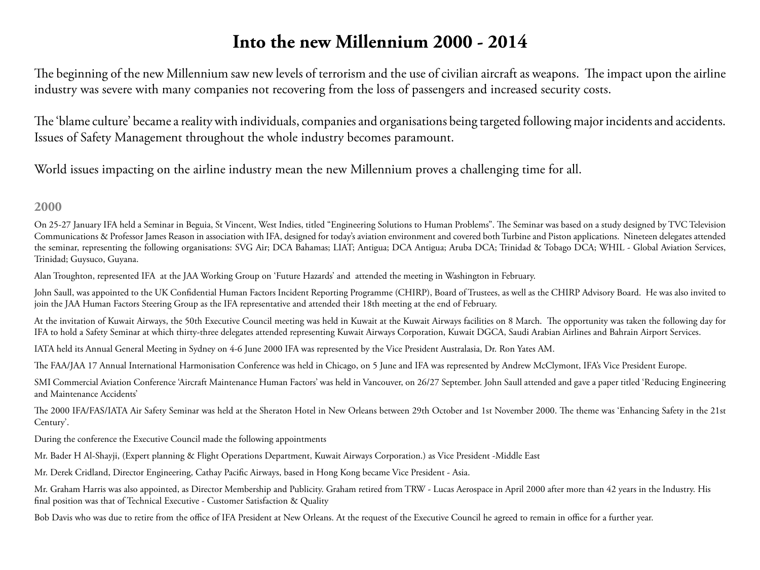# Into the new Millennium 2000 - 2014

The beginning of the new Millennium saw new levels of terrorism and the use of civilian aircraft as weapons. The impact upon the airline industry was severe with many companies not recovering from the loss of passengers and increased security costs.

The 'blame culture' became a reality with individuals, companies and organisations being targeted following major incidents and accidents. Issues of Safety Management throughout the whole industry becomes paramount.

World issues impacting on the airline industry mean the new Millennium proves a challenging time for all.

## 2000

On 25-27 January IFA held a Seminar in Beguia, St Vincent, West Indies, titled "Engineering Solutions to Human Problems". The Seminar was based on a study designed by TVC Television Communications & Professor James Reason in association with IFA, designed for today's aviation environment and covered both Turbine and Piston applications. Nineteen delegates attended the seminar, representing the following organisations: SVG Air; DCA Bahamas; LIAT; Antigua; DCA Antigua; Aruba DCA; Trinidad & Tobago DCA; WHIL - Global Aviation Services, Trinidad; Guysuco, Guyana.

Alan Troughton, represented IFA at the JAA Working Group on 'Future Hazards' and attended the meeting in Washington in February.

John Saull, was appointed to the UK Confidential Human Factors Incident Reporting Programme (CHIRP), Board of Trustees, as well as the CHIRP Advisory Board. He was also invited to join the JAA Human Factors Steering Group as the IFA representative and attended their 18th meeting at the end of February.

At the invitation of Kuwait Airways, the 50th Executive Council meeting was held in Kuwait at the Kuwait Airways facilities on 8 March. The opportunity was taken the following day for IFA to hold a Safety Seminar at which thirty-three delegates attended representing Kuwait Airways Corporation, Kuwait DGCA, Saudi Arabian Airlines and Bahrain Airport Services.

IATA held its Annual General Meeting in Sydney on 4-6 June 2000 IFA was represented by the Vice President Australasia, Dr. Ron Yates AM.

The FAA/JAA 17 Annual International Harmonisation Conference was held in Chicago, on 5 June and IFA was represented by Andrew McClymont, IFA's Vice President Europe.

SMI Commercial Aviation Conference 'Aircraft Maintenance Human Factors' was held in Vancouver, on 26/27 September. John Saull attended and gave a paper titled 'Reducing Engineering and Maintenance Accidents'

The 2000 IFA/FAS/IATA Air Safety Seminar was held at the Sheraton Hotel in New Orleans between 29th October and 1st November 2000. The theme was 'Enhancing Safety in the 21st Century'.

During the conference the Executive Council made the following appointments

Mr. Bader H Al-Shayji, (Expert planning & Flight Operations Department, Kuwait Airways Corporation.) as Vice President -Middle East

Mr. Derek Cridland, Director Engineering, Cathay Pacific Airways, based in Hong Kong became Vice President - Asia.

Mr. Graham Harris was also appointed, as Director Membership and Publicity. Graham retired from TRW - Lucas Aerospace in April 2000 after more than 42 years in the Industry. His final position was that of Technical Executive - Customer Satisfaction & Quality

Bob Davis who was due to retire from the office of IFA President at New Orleans. At the request of the Executive Council he agreed to remain in office for a further year.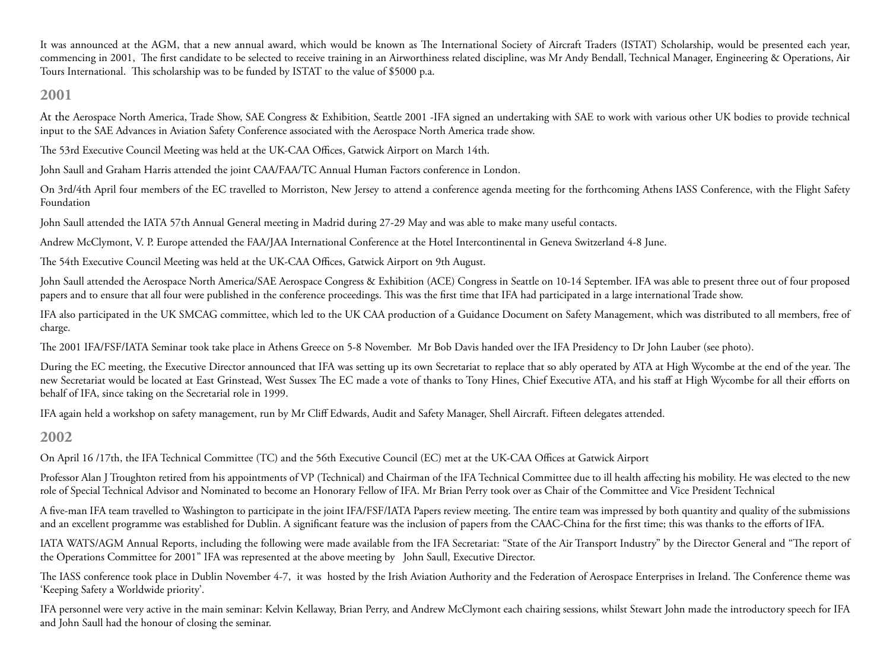It was announced at the AGM, that a new annual award, which would be known as The International Society of Aircraft Traders (ISTAT) Scholarship, would be presented each year, commencing in 2001, The first candidate to be selected to receive training in an Airworthiness related discipline, was Mr Andy Bendall, Technical Manager, Engineering & Operations, Air Tours International. This scholarship was to be funded by ISTAT to the value of $5000 p.a.

## 2001

At the Aerospace North America, Trade Show, SAE Congress & Exhibition, Seattle 2001 -IFA signed an undertaking with SAE to work with various other UK bodies to provide technical input to the SAE Advances in Aviation Safety Conference associated with the Aerospace North America trade show.

The 53rd Executive Council Meeting was held at the UK-CAA Offices, Gatwick Airport on March 14th.

John Saull and Graham Harris attended the joint CAA/FAA/TC Annual Human Factors conference in London.

On 3rd/4th April four members of the EC travelled to Morriston, New Jersey to attend a conference agenda meeting for the forthcoming Athens IASS Conference, with the Flight Safety Foundation

John Saull attended the IATA 57th Annual General meeting in Madrid during 27-29 May and was able to make many useful contacts.

Andrew McClymont, V. P. Europe attended the FAA/JAA International Conference at the Hotel Intercontinental in Geneva Switzerland 4-8 June.

The 54th Executive Council Meeting was held at the UK-CAA Offices, Gatwick Airport on 9th August.

John Saull attended the Aerospace North America/SAE Aerospace Congress & Exhibition (ACE) Congress in Seattle on 10-14 September. IFA was able to present three out of four proposed papers and to ensure that all four were published in the conference proceedings. This was the first time that IFA had participated in a large international Trade show.

IFA also participated in the UK SMCAG committee, which led to the UK CAA production of a Guidance Document on Safety Management, which was distributed to all members, free of charge.

The 2001 IFA/FSF/IATA Seminar took take place in Athens Greece on 5-8 November. Mr Bob Davis handed over the IFA Presidency to Dr John Lauber (see photo).

During the EC meeting, the Executive Director announced that IFA was setting up its own Secretariat to replace that so ably operated by ATA at High Wycombe at the end of the year. The new Secretariat would be located at East Grinstead, West Sussex The EC made a vote of thanks to Tony Hines, Chief Executive ATA, and his staff at High Wycombe for all their efforts on behalf of IFA, since taking on the Secretarial role in 1999.

IFA again held a workshop on safety management, run by Mr Cliff Edwards, Audit and Safety Manager, Shell Aircraft. Fifteen delegates attended.

## 2002

On April 16 /17th, the IFA Technical Committee (TC) and the 56th Executive Council (EC) met at the UK-CAA Offices at Gatwick Airport

Professor Alan J Troughton retired from his appointments of VP (Technical) and Chairman of the IFA Technical Committee due to ill health affecting his mobility. He was elected to the new role of Special Technical Advisor and Nominated to become an Honorary Fellow of IFA. Mr Brian Perry took over as Chair of the Committee and Vice President Technical

A five-man IFA team travelled to Washington to participate in the joint IFA/FSF/IATA Papers review meeting. The entire team was impressed by both quantity and quality of the submissions and an excellent programme was established for Dublin. A significant feature was the inclusion of papers from the CAAC-China for the first time; this was thanks to the efforts of IFA.

IATA WATS/AGM Annual Reports, including the following were made available from the IFA Secretariat: "State of the Air Transport Industry" by the Director General and "The report of the Operations Committee for 2001" IFA was represented at the above meeting by John Saull, Executive Director.

The IASS conference took place in Dublin November 4-7, it was hosted by the Irish Aviation Authority and the Federation of Aerospace Enterprises in Ireland. The Conference theme was 'Keeping Safety a Worldwide priority'.

IFA personnel were very active in the main seminar: Kelvin Kellaway, Brian Perry, and Andrew McClymont each chairing sessions, whilst Stewart John made the introductory speech for IFA and John Saull had the honour of closing the seminar.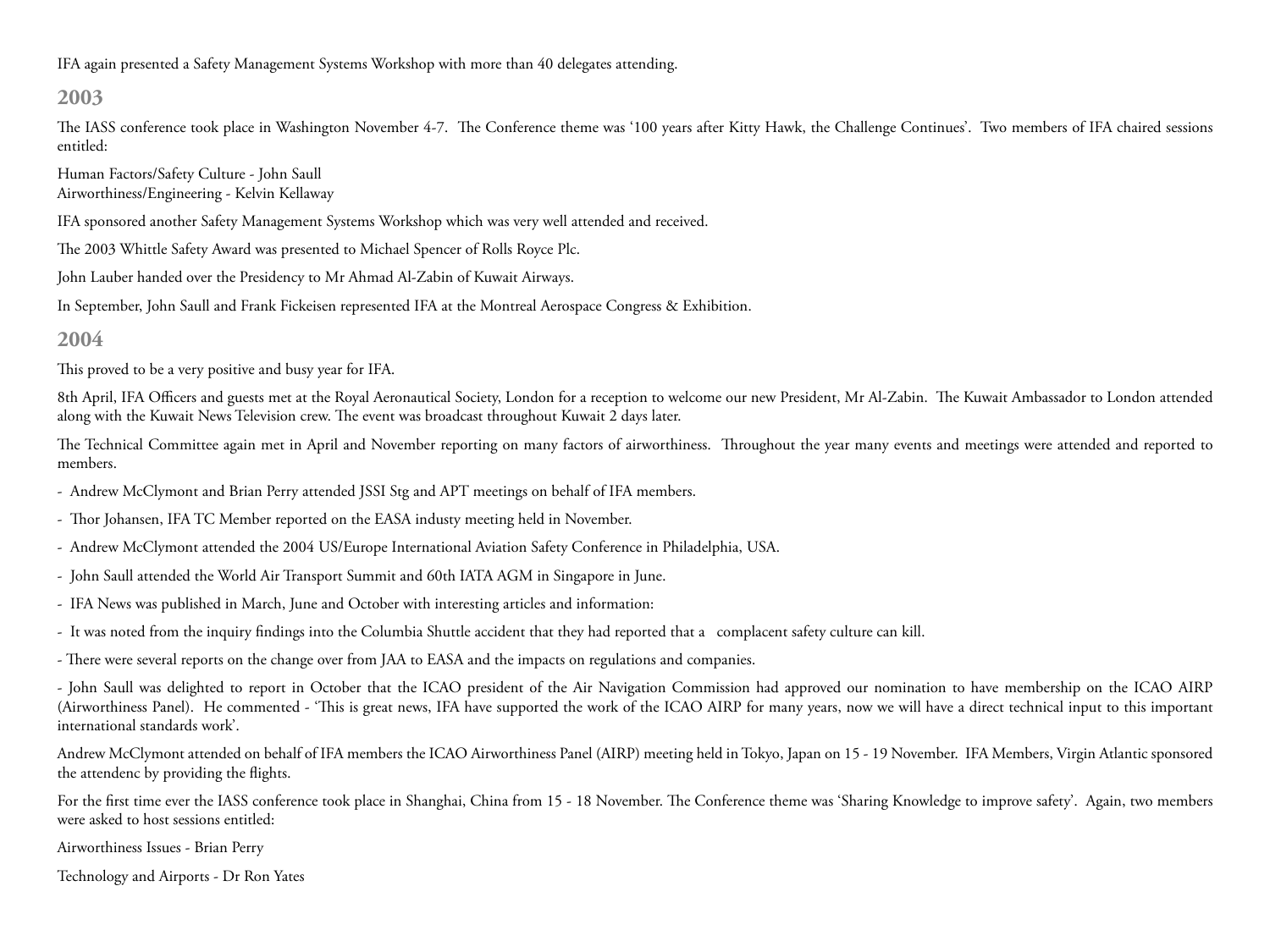IFA again presented a Safety Management Systems Workshop with more than 40 delegates attending.

## 2003

The IASS conference took place in Washington November 4-7. The Conference theme was '100 years after Kitty Hawk, the Challenge Continues'. Two members of IFA chaired sessions entitled:

Human Factors/Safety Culture - John Saull
Airworthiness/Engineering - Kelvin Kellaway

IFA sponsored another Safety Management Systems Workshop which was very well attended and received.

The 2003 Whittle Safety Award was presented to Michael Spencer of Rolls Royce Plc.

John Lauber handed over the Presidency to Mr Ahmad Al-Zabin of Kuwait Airways.

In September, John Saull and Frank Fickeisen represented IFA at the Montreal Aerospace Congress & Exhibition.

## 2004

This proved to be a very positive and busy year for IFA.

8th April, IFA Officers and guests met at the Royal Aeronautical Society, London for a reception to welcome our new President, Mr Al-Zabin. The Kuwait Ambassador to London attended along with the Kuwait News Television crew. The event was broadcast throughout Kuwait 2 days later.

The Technical Committee again met in April and November reporting on many factors of airworthiness. Throughout the year many events and meetings were attended and reported to members.

- Andrew McClymont and Brian Perry attended JSSI Stg and APT meetings on behalf of IFA members.
- Thor Johansen, IFA TC Member reported on the EASA industy meeting held in November.
- Andrew McClymont attended the 2004 US/Europe International Aviation Safety Conference in Philadelphia, USA.
- John Saull attended the World Air Transport Summit and 60th IATA AGM in Singapore in June.
- IFA News was published in March, June and October with interesting articles and information:
- It was noted from the inquiry findings into the Columbia Shuttle accident that they had reported that a complacent safety culture can kill.
- There were several reports on the change over from JAA to EASA and the impacts on regulations and companies.
- John Saull was delighted to report in October that the ICAO president of the Air Navigation Commission had approved our nomination to have membership on the ICAO AIRP (Airworthiness Panel). He commented - 'This is great news, IFA have supported the work of the ICAO AIRP for many years, now we will have a direct technical input to this important international standards work'.

Andrew McClymont attended on behalf of IFA members the ICAO Airworthiness Panel (AIRP) meeting held in Tokyo, Japan on 15 - 19 November. IFA Members, Virgin Atlantic sponsored the attendenc by providing the flights.

For the first time ever the IASS conference took place in Shanghai, China from 15 - 18 November. The Conference theme was 'Sharing Knowledge to improve safety'. Again, two members were asked to host sessions entitled:

Airworthiness Issues - Brian Perry

Technology and Airports - Dr Ron Yates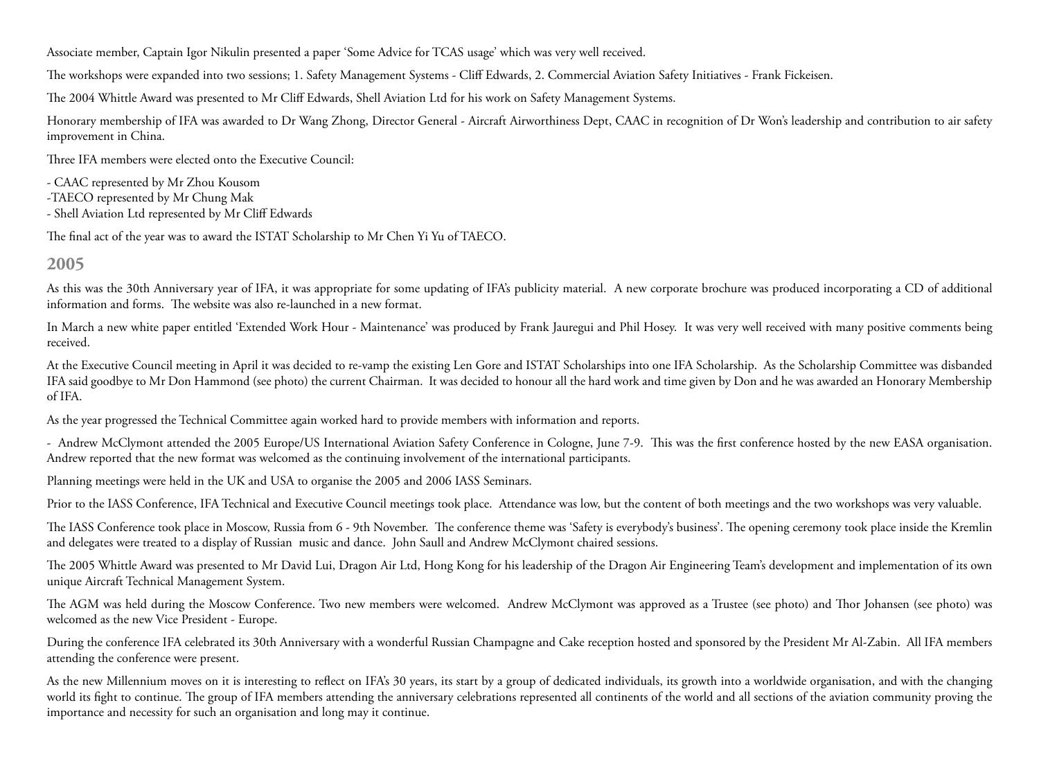Associate member, Captain Igor Nikulin presented a paper 'Some Advice for TCAS usage' which was very well received.

The workshops were expanded into two sessions; 1. Safety Management Systems - Cliff Edwards, 2. Commercial Aviation Safety Initiatives - Frank Fickeisen.

The 2004 Whittle Award was presented to Mr Cliff Edwards, Shell Aviation Ltd for his work on Safety Management Systems.

Honorary membership of IFA was awarded to Dr Wang Zhong, Director General - Aircraft Airworthiness Dept, CAAC in recognition of Dr Won's leadership and contribution to air safety improvement in China.

Three IFA members were elected onto the Executive Council:

- CAAC represented by Mr Zhou Kousom
-TAECO represented by Mr Chung Mak
- Shell Aviation Ltd represented by Mr Cliff Edwards

The final act of the year was to award the ISTAT Scholarship to Mr Chen Yi Yu of TAECO.

## 2005

As this was the 30th Anniversary year of IFA, it was appropriate for some updating of IFA's publicity material. A new corporate brochure was produced incorporating a CD of additional information and forms. The website was also re-launched in a new format.

In March a new white paper entitled 'Extended Work Hour - Maintenance' was produced by Frank Jauregui and Phil Hosey. It was very well received with many positive comments being received.

At the Executive Council meeting in April it was decided to re-vamp the existing Len Gore and ISTAT Scholarships into one IFA Scholarship. As the Scholarship Committee was disbanded IFA said goodbye to Mr Don Hammond (see photo) the current Chairman. It was decided to honour all the hard work and time given by Don and he was awarded an Honorary Membership of IFA.

As the year progressed the Technical Committee again worked hard to provide members with information and reports.

- Andrew McClymont attended the 2005 Europe/US International Aviation Safety Conference in Cologne, June 7-9. This was the first conference hosted by the new EASA organisation. Andrew reported that the new format was welcomed as the continuing involvement of the international participants.

Planning meetings were held in the UK and USA to organise the 2005 and 2006 IASS Seminars.

Prior to the IASS Conference, IFA Technical and Executive Council meetings took place. Attendance was low, but the content of both meetings and the two workshops was very valuable.

The IASS Conference took place in Moscow, Russia from 6 - 9th November. The conference theme was 'Safety is everybody's business'. The opening ceremony took place inside the Kremlin and delegates were treated to a display of Russian music and dance. John Saull and Andrew McClymont chaired sessions.

The 2005 Whittle Award was presented to Mr David Lui, Dragon Air Ltd, Hong Kong for his leadership of the Dragon Air Engineering Team's development and implementation of its own unique Aircraft Technical Management System.

The AGM was held during the Moscow Conference. Two new members were welcomed. Andrew McClymont was approved as a Trustee (see photo) and Thor Johansen (see photo) was welcomed as the new Vice President - Europe.

During the conference IFA celebrated its 30th Anniversary with a wonderful Russian Champagne and Cake reception hosted and sponsored by the President Mr Al-Zabin. All IFA members attending the conference were present.

As the new Millennium moves on it is interesting to reflect on IFA's 30 years, its start by a group of dedicated individuals, its growth into a worldwide organisation, and with the changing world its fight to continue. The group of IFA members attending the anniversary celebrations represented all continents of the world and all sections of the aviation community proving the importance and necessity for such an organisation and long may it continue.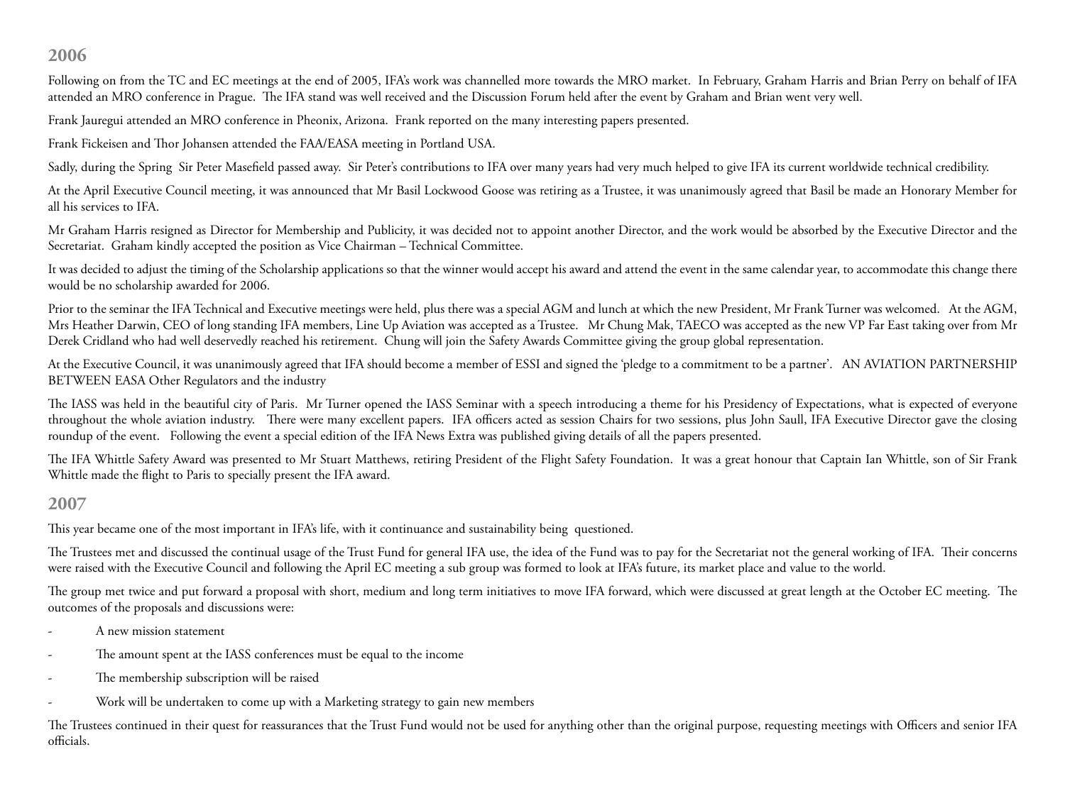## 2006

Following on from the TC and EC meetings at the end of 2005, IFA's work was channelled more towards the MRO market. In February, Graham Harris and Brian Perry on behalf of IFA attended an MRO conference in Prague. The IFA stand was well received and the Discussion Forum held after the event by Graham and Brian went very well.

Frank Jauregui attended an MRO conference in Pheonix, Arizona. Frank reported on the many interesting papers presented.

Frank Fickeisen and Thor Johansen attended the FAA/EASA meeting in Portland USA.

Sadly, during the Spring Sir Peter Masefield passed away. Sir Peter's contributions to IFA over many years had very much helped to give IFA its current worldwide technical credibility.

At the April Executive Council meeting, it was announced that Mr Basil Lockwood Goose was retiring as a Trustee, it was unanimously agreed that Basil be made an Honorary Member for all his services to IFA.

Mr Graham Harris resigned as Director for Membership and Publicity, it was decided not to appoint another Director, and the work would be absorbed by the Executive Director and the Secretariat. Graham kindly accepted the position as Vice Chairman – Technical Committee.

It was decided to adjust the timing of the Scholarship applications so that the winner would accept his award and attend the event in the same calendar year, to accommodate this change there would be no scholarship awarded for 2006.

Prior to the seminar the IFA Technical and Executive meetings were held, plus there was a special AGM and lunch at which the new President, Mr Frank Turner was welcomed. At the AGM, Mrs Heather Darwin, CEO of long standing IFA members, Line Up Aviation was accepted as a Trustee. Mr Chung Mak, TAECO was accepted as the new VP Far East taking over from Mr Derek Cridland who had well deservedly reached his retirement. Chung will join the Safety Awards Committee giving the group global representation.

At the Executive Council, it was unanimously agreed that IFA should become a member of ESSI and signed the 'pledge to a commitment to be a partner'. AN AVIATION PARTNERSHIP BETWEEN EASA Other Regulators and the industry

The IASS was held in the beautiful city of Paris. Mr Turner opened the IASS Seminar with a speech introducing a theme for his Presidency of Expectations, what is expected of everyone throughout the whole aviation industry. There were many excellent papers. IFA officers acted as session Chairs for two sessions, plus John Saull, IFA Executive Director gave the closing roundup of the event. Following the event a special edition of the IFA News Extra was published giving details of all the papers presented.

The IFA Whittle Safety Award was presented to Mr Stuart Matthews, retiring President of the Flight Safety Foundation. It was a great honour that Captain Ian Whittle, son of Sir Frank Whittle made the flight to Paris to specially present the IFA award.

## 2007

This year became one of the most important in IFA's life, with it continuance and sustainability being questioned.

The Trustees met and discussed the continual usage of the Trust Fund for general IFA use, the idea of the Fund was to pay for the Secretariat not the general working of IFA. Their concerns were raised with the Executive Council and following the April EC meeting a sub group was formed to look at IFA's future, its market place and value to the world.

The group met twice and put forward a proposal with short, medium and long term initiatives to move IFA forward, which were discussed at great length at the October EC meeting. The outcomes of the proposals and discussions were:

- A new mission statement
- The amount spent at the IASS conferences must be equal to the income
- The membership subscription will be raised
- Work will be undertaken to come up with a Marketing strategy to gain new members

The Trustees continued in their quest for reassurances that the Trust Fund would not be used for anything other than the original purpose, requesting meetings with Officers and senior IFA officials.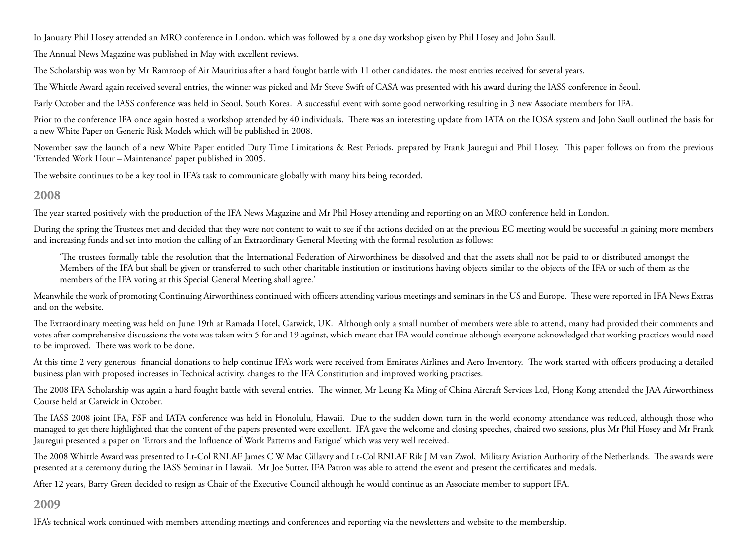In January Phil Hosey attended an MRO conference in London, which was followed by a one day workshop given by Phil Hosey and John Saull.

The Annual News Magazine was published in May with excellent reviews.

The Scholarship was won by Mr Ramroop of Air Mauritius after a hard fought battle with 11 other candidates, the most entries received for several years.

The Whittle Award again received several entries, the winner was picked and Mr Steve Swift of CASA was presented with his award during the IASS conference in Seoul.

Early October and the IASS conference was held in Seoul, South Korea. A successful event with some good networking resulting in 3 new Associate members for IFA.

Prior to the conference IFA once again hosted a workshop attended by 40 individuals. There was an interesting update from IATA on the IOSA system and John Saull outlined the basis for a new White Paper on Generic Risk Models which will be published in 2008.

November saw the launch of a new White Paper entitled Duty Time Limitations & Rest Periods, prepared by Frank Jauregui and Phil Hosey. This paper follows on from the previous 'Extended Work Hour – Maintenance' paper published in 2005.

The website continues to be a key tool in IFA's task to communicate globally with many hits being recorded.

## 2008

The year started positively with the production of the IFA News Magazine and Mr Phil Hosey attending and reporting on an MRO conference held in London.

During the spring the Trustees met and decided that they were not content to wait to see if the actions decided on at the previous EC meeting would be successful in gaining more members and increasing funds and set into motion the calling of an Extraordinary General Meeting with the formal resolution as follows:

> 'The trustees formally table the resolution that the International Federation of Airworthiness be dissolved and that the assets shall not be paid to or distributed amongst the Members of the IFA but shall be given or transferred to such other charitable institution or institutions having objects similar to the objects of the IFA or such of them as the members of the IFA voting at this Special General Meeting shall agree.'

Meanwhile the work of promoting Continuing Airworthiness continued with officers attending various meetings and seminars in the US and Europe. These were reported in IFA News Extras and on the website.

The Extraordinary meeting was held on June 19th at Ramada Hotel, Gatwick, UK. Although only a small number of members were able to attend, many had provided their comments and votes after comprehensive discussions the vote was taken with 5 for and 19 against, which meant that IFA would continue although everyone acknowledged that working practices would need to be improved. There was work to be done.

At this time 2 very generous financial donations to help continue IFA's work were received from Emirates Airlines and Aero Inventory. The work started with officers producing a detailed business plan with proposed increases in Technical activity, changes to the IFA Constitution and improved working practises.

The 2008 IFA Scholarship was again a hard fought battle with several entries. The winner, Mr Leung Ka Ming of China Aircraft Services Ltd, Hong Kong attended the JAA Airworthiness Course held at Gatwick in October.

The IASS 2008 joint IFA, FSF and IATA conference was held in Honolulu, Hawaii. Due to the sudden down turn in the world economy attendance was reduced, although those who managed to get there highlighted that the content of the papers presented were excellent. IFA gave the welcome and closing speeches, chaired two sessions, plus Mr Phil Hosey and Mr Frank Jauregui presented a paper on 'Errors and the Influence of Work Patterns and Fatigue' which was very well received.

The 2008 Whittle Award was presented to Lt-Col RNLAF James C W Mac Gillavry and Lt-Col RNLAF Rik J M van Zwol, Military Aviation Authority of the Netherlands. The awards were presented at a ceremony during the IASS Seminar in Hawaii. Mr Joe Sutter, IFA Patron was able to attend the event and present the certificates and medals.

After 12 years, Barry Green decided to resign as Chair of the Executive Council although he would continue as an Associate member to support IFA.

## 2009

IFA's technical work continued with members attending meetings and conferences and reporting via the newsletters and website to the membership.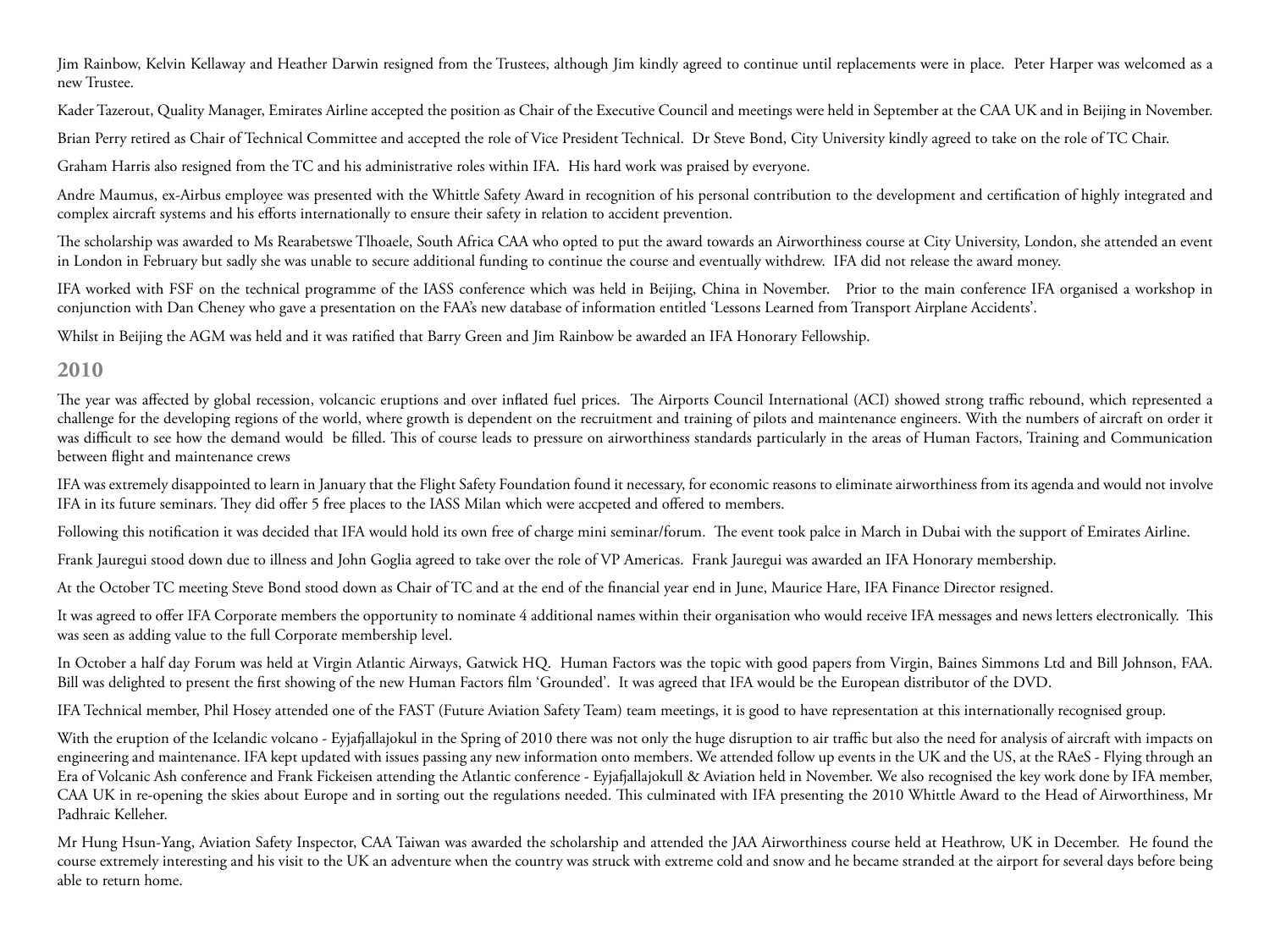Jim Rainbow, Kelvin Kellaway and Heather Darwin resigned from the Trustees, although Jim kindly agreed to continue until replacements were in place. Peter Harper was welcomed as a new Trustee.

Kader Tazerout, Quality Manager, Emirates Airline accepted the position as Chair of the Executive Council and meetings were held in September at the CAA UK and in Beijing in November.

Brian Perry retired as Chair of Technical Committee and accepted the role of Vice President Technical. Dr Steve Bond, City University kindly agreed to take on the role of TC Chair.

Graham Harris also resigned from the TC and his administrative roles within IFA. His hard work was praised by everyone.

Andre Maumus, ex-Airbus employee was presented with the Whittle Safety Award in recognition of his personal contribution to the development and certification of highly integrated and complex aircraft systems and his efforts internationally to ensure their safety in relation to accident prevention.

The scholarship was awarded to Ms Rearabetswe Tlhoaele, South Africa CAA who opted to put the award towards an Airworthiness course at City University, London, she attended an event in London in February but sadly she was unable to secure additional funding to continue the course and eventually withdrew. IFA did not release the award money.

IFA worked with FSF on the technical programme of the IASS conference which was held in Beijing, China in November. Prior to the main conference IFA organised a workshop in conjunction with Dan Cheney who gave a presentation on the FAA's new database of information entitled 'Lessons Learned from Transport Airplane Accidents'.

Whilst in Beijing the AGM was held and it was ratified that Barry Green and Jim Rainbow be awarded an IFA Honorary Fellowship.

## 2010

The year was affected by global recession, volcancic eruptions and over inflated fuel prices. The Airports Council International (ACI) showed strong traffic rebound, which represented a challenge for the developing regions of the world, where growth is dependent on the recruitment and training of pilots and maintenance engineers. With the numbers of aircraft on order it was difficult to see how the demand would be filled. This of course leads to pressure on airworthiness standards particularly in the areas of Human Factors, Training and Communication between flight and maintenance crews

IFA was extremely disappointed to learn in January that the Flight Safety Foundation found it necessary, for economic reasons to eliminate airworthiness from its agenda and would not involve IFA in its future seminars. They did offer 5 free places to the IASS Milan which were accpeted and offered to members.

Following this notification it was decided that IFA would hold its own free of charge mini seminar/forum. The event took palce in March in Dubai with the support of Emirates Airline.

Frank Jauregui stood down due to illness and John Goglia agreed to take over the role of VP Americas. Frank Jauregui was awarded an IFA Honorary membership.

At the October TC meeting Steve Bond stood down as Chair of TC and at the end of the financial year end in June, Maurice Hare, IFA Finance Director resigned.

It was agreed to offer IFA Corporate members the opportunity to nominate 4 additional names within their organisation who would receive IFA messages and news letters electronically. This was seen as adding value to the full Corporate membership level.

In October a half day Forum was held at Virgin Atlantic Airways, Gatwick HQ. Human Factors was the topic with good papers from Virgin, Baines Simmons Ltd and Bill Johnson, FAA. Bill was delighted to present the first showing of the new Human Factors film 'Grounded'. It was agreed that IFA would be the European distributor of the DVD.

IFA Technical member, Phil Hosey attended one of the FAST (Future Aviation Safety Team) team meetings, it is good to have representation at this internationally recognised group.

With the eruption of the Icelandic volcano - Eyjafjallajokul in the Spring of 2010 there was not only the huge disruption to air traffic but also the need for analysis of aircraft with impacts on engineering and maintenance. IFA kept updated with issues passing any new information onto members. We attended follow up events in the UK and the US, at the RAeS - Flying through an Era of Volcanic Ash conference and Frank Fickeisen attending the Atlantic conference - Eyjafjallajokull & Aviation held in November. We also recognised the key work done by IFA member, CAA UK in re-opening the skies about Europe and in sorting out the regulations needed. This culminated with IFA presenting the 2010 Whittle Award to the Head of Airworthiness, Mr Padhraic Kelleher.

Mr Hung Hsun-Yang, Aviation Safety Inspector, CAA Taiwan was awarded the scholarship and attended the JAA Airworthiness course held at Heathrow, UK in December. He found the course extremely interesting and his visit to the UK an adventure when the country was struck with extreme cold and snow and he became stranded at the airport for several days before being able to return home.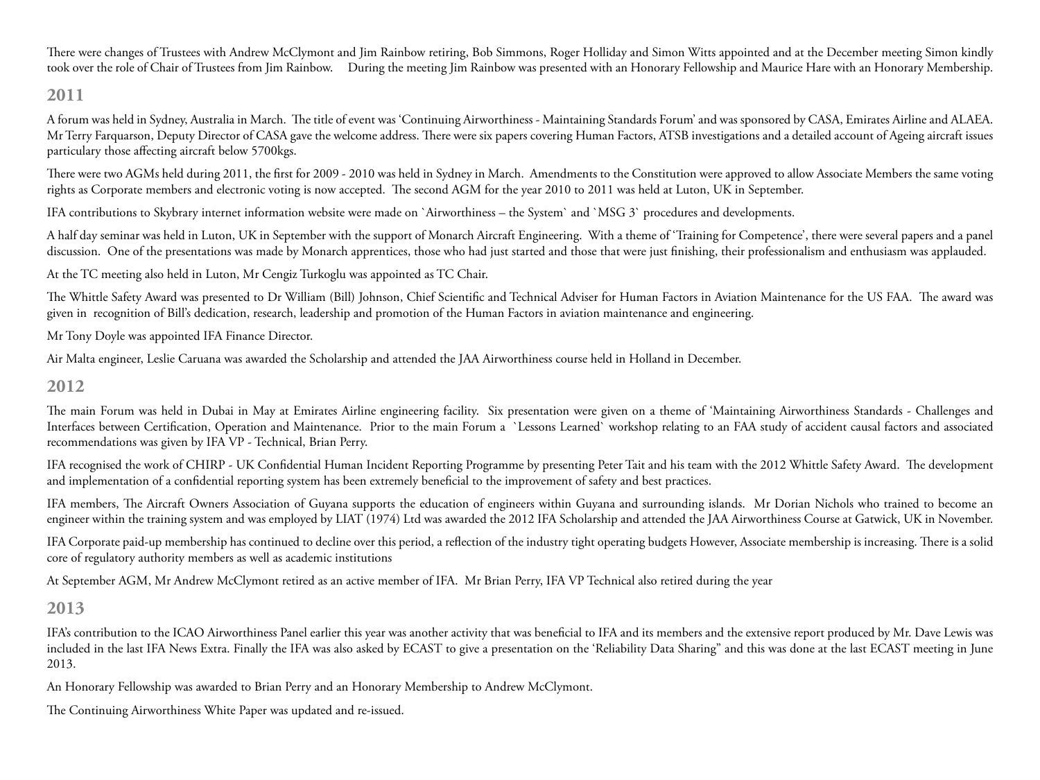There were changes of Trustees with Andrew McClymont and Jim Rainbow retiring, Bob Simmons, Roger Holliday and Simon Witts appointed and at the December meeting Simon kindly took over the role of Chair of Trustees from Jim Rainbow. During the meeting Jim Rainbow was presented with an Honorary Fellowship and Maurice Hare with an Honorary Membership.

## 2011

A forum was held in Sydney, Australia in March. The title of event was 'Continuing Airworthiness - Maintaining Standards Forum' and was sponsored by CASA, Emirates Airline and ALAEA. Mr Terry Farquarson, Deputy Director of CASA gave the welcome address. There were six papers covering Human Factors, ATSB investigations and a detailed account of Ageing aircraft issues particulary those affecting aircraft below 5700kgs.

There were two AGMs held during 2011, the first for 2009 - 2010 was held in Sydney in March. Amendments to the Constitution were approved to allow Associate Members the same voting rights as Corporate members and electronic voting is now accepted. The second AGM for the year 2010 to 2011 was held at Luton, UK in September.

IFA contributions to Skybrary internet information website were made on `Airworthiness – the System` and `MSG 3` procedures and developments.

A half day seminar was held in Luton, UK in September with the support of Monarch Aircraft Engineering. With a theme of 'Training for Competence', there were several papers and a panel discussion. One of the presentations was made by Monarch apprentices, those who had just started and those that were just finishing, their professionalism and enthusiasm was applauded.

At the TC meeting also held in Luton, Mr Cengiz Turkoglu was appointed as TC Chair.

The Whittle Safety Award was presented to Dr William (Bill) Johnson, Chief Scientific and Technical Adviser for Human Factors in Aviation Maintenance for the US FAA. The award was given in recognition of Bill's dedication, research, leadership and promotion of the Human Factors in aviation maintenance and engineering.

Mr Tony Doyle was appointed IFA Finance Director.

Air Malta engineer, Leslie Caruana was awarded the Scholarship and attended the JAA Airworthiness course held in Holland in December.

## 2012

The main Forum was held in Dubai in May at Emirates Airline engineering facility. Six presentation were given on a theme of 'Maintaining Airworthiness Standards - Challenges and Interfaces between Certification, Operation and Maintenance. Prior to the main Forum a `Lessons Learned` workshop relating to an FAA study of accident causal factors and associated recommendations was given by IFA VP - Technical, Brian Perry.

IFA recognised the work of CHIRP - UK Confidential Human Incident Reporting Programme by presenting Peter Tait and his team with the 2012 Whittle Safety Award. The development and implementation of a confidential reporting system has been extremely beneficial to the improvement of safety and best practices.

IFA members, The Aircraft Owners Association of Guyana supports the education of engineers within Guyana and surrounding islands. Mr Dorian Nichols who trained to become an engineer within the training system and was employed by LIAT (1974) Ltd was awarded the 2012 IFA Scholarship and attended the JAA Airworthiness Course at Gatwick, UK in November.

IFA Corporate paid-up membership has continued to decline over this period, a reflection of the industry tight operating budgets However, Associate membership is increasing. There is a solid core of regulatory authority members as well as academic institutions

At September AGM, Mr Andrew McClymont retired as an active member of IFA. Mr Brian Perry, IFA VP Technical also retired during the year

## 2013

IFA's contribution to the ICAO Airworthiness Panel earlier this year was another activity that was beneficial to IFA and its members and the extensive report produced by Mr. Dave Lewis was included in the last IFA News Extra. Finally the IFA was also asked by ECAST to give a presentation on the 'Reliability Data Sharing" and this was done at the last ECAST meeting in June 2013.

An Honorary Fellowship was awarded to Brian Perry and an Honorary Membership to Andrew McClymont.

The Continuing Airworthiness White Paper was updated and re-issued.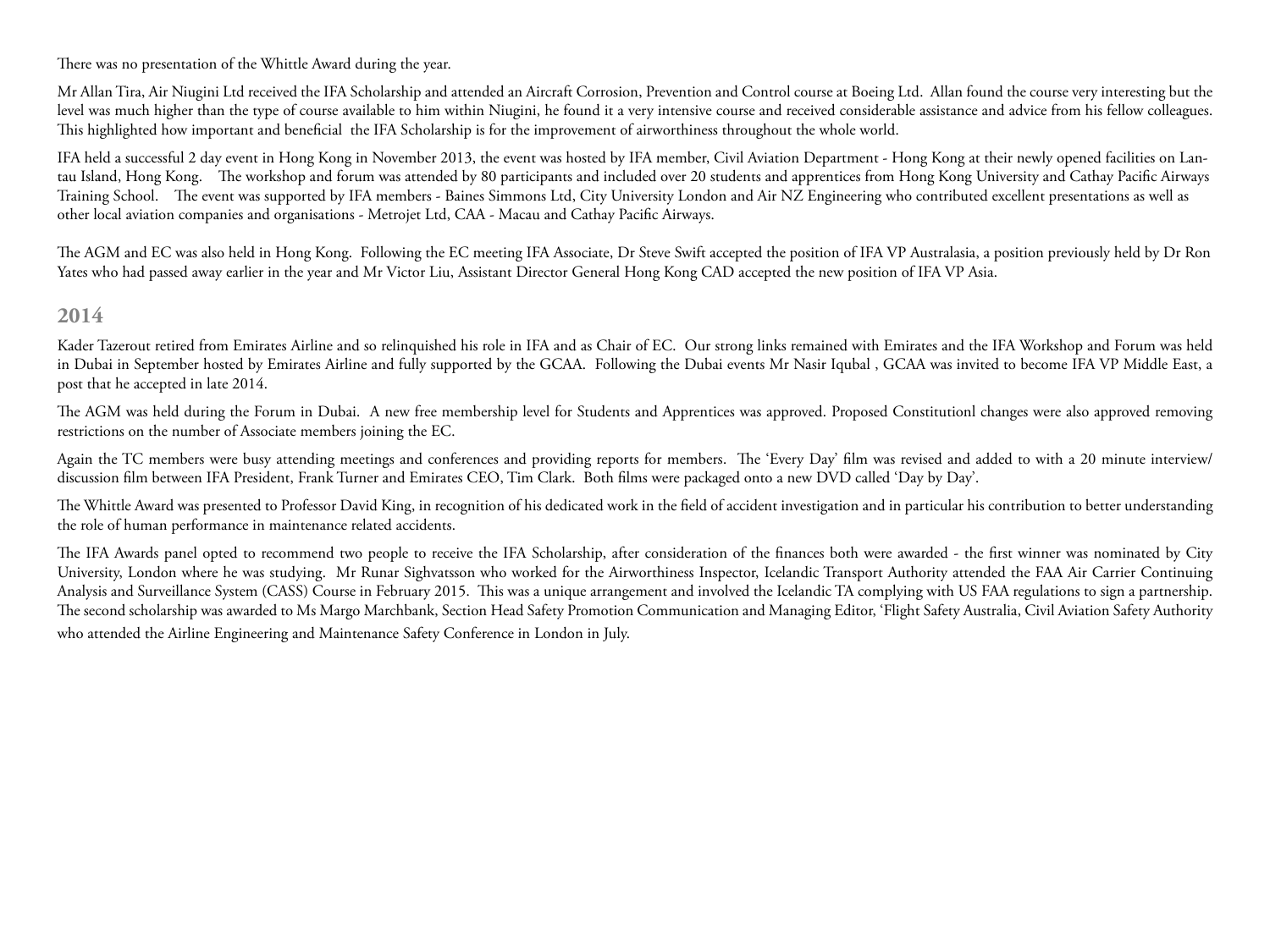There was no presentation of the Whittle Award during the year.

Mr Allan Tira, Air Niugini Ltd received the IFA Scholarship and attended an Aircraft Corrosion, Prevention and Control course at Boeing Ltd. Allan found the course very interesting but the level was much higher than the type of course available to him within Niugini, he found it a very intensive course and received considerable assistance and advice from his fellow colleagues. This highlighted how important and beneficial the IFA Scholarship is for the improvement of airworthiness throughout the whole world.

IFA held a successful 2 day event in Hong Kong in November 2013, the event was hosted by IFA member, Civil Aviation Department - Hong Kong at their newly opened facilities on Lantau Island, Hong Kong. The workshop and forum was attended by 80 participants and included over 20 students and apprentices from Hong Kong University and Cathay Pacific Airways Training School. The event was supported by IFA members - Baines Simmons Ltd, City University London and Air NZ Engineering who contributed excellent presentations as well as other local aviation companies and organisations - Metrojet Ltd, CAA - Macau and Cathay Pacific Airways.

The AGM and EC was also held in Hong Kong. Following the EC meeting IFA Associate, Dr Steve Swift accepted the position of IFA VP Australasia, a position previously held by Dr Ron Yates who had passed away earlier in the year and Mr Victor Liu, Assistant Director General Hong Kong CAD accepted the new position of IFA VP Asia.

## 2014

Kader Tazerout retired from Emirates Airline and so relinquished his role in IFA and as Chair of EC. Our strong links remained with Emirates and the IFA Workshop and Forum was held in Dubai in September hosted by Emirates Airline and fully supported by the GCAA. Following the Dubai events Mr Nasir Iqubal , GCAA was invited to become IFA VP Middle East, a post that he accepted in late 2014.

The AGM was held during the Forum in Dubai. A new free membership level for Students and Apprentices was approved. Proposed Constitutionl changes were also approved removing restrictions on the number of Associate members joining the EC.

Again the TC members were busy attending meetings and conferences and providing reports for members. The 'Every Day' film was revised and added to with a 20 minute interview/ discussion film between IFA President, Frank Turner and Emirates CEO, Tim Clark. Both films were packaged onto a new DVD called 'Day by Day'.

The Whittle Award was presented to Professor David King, in recognition of his dedicated work in the field of accident investigation and in particular his contribution to better understanding the role of human performance in maintenance related accidents.

The IFA Awards panel opted to recommend two people to receive the IFA Scholarship, after consideration of the finances both were awarded - the first winner was nominated by City University, London where he was studying. Mr Runar Sighvatsson who worked for the Airworthiness Inspector, Icelandic Transport Authority attended the FAA Air Carrier Continuing Analysis and Surveillance System (CASS) Course in February 2015. This was a unique arrangement and involved the Icelandic TA complying with US FAA regulations to sign a partnership. The second scholarship was awarded to Ms Margo Marchbank, Section Head Safety Promotion Communication and Managing Editor, 'Flight Safety Australia, Civil Aviation Safety Authority who attended the Airline Engineering and Maintenance Safety Conference in London in July.